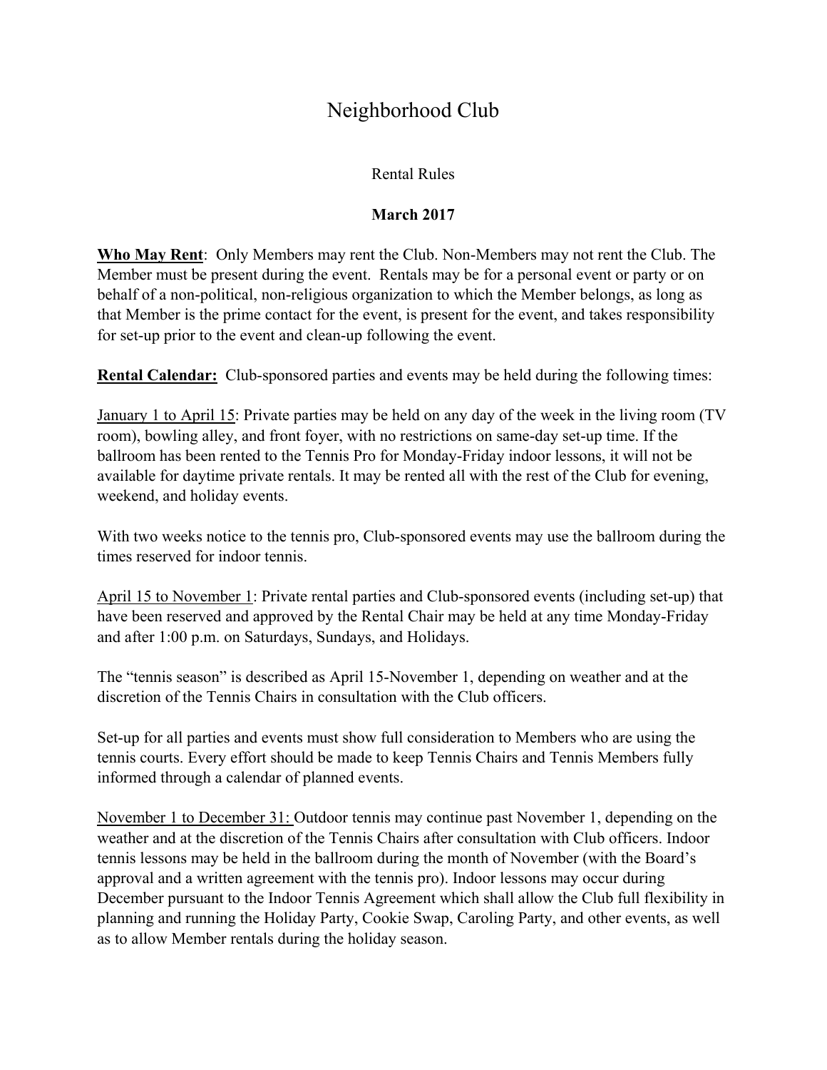# Neighborhood Club

Rental Rules

**March 2017**

**Who May Rent**: Only Members may rent the Club. Non-Members may not rent the Club. The Member must be present during the event. Rentals may be for a personal event or party or on behalf of a non-political, non-religious organization to which the Member belongs, as long as that Member is the prime contact for the event, is present for the event, and takes responsibility for set-up prior to the event and clean-up following the event.

**Rental Calendar:** Club-sponsored parties and events may be held during the following times:

January 1 to April 15: Private parties may be held on any day of the week in the living room (TV room), bowling alley, and front foyer, with no restrictions on same-day set-up time. If the ballroom has been rented to the Tennis Pro for Monday-Friday indoor lessons, it will not be available for daytime private rentals. It may be rented all with the rest of the Club for evening, weekend, and holiday events.

With two weeks notice to the tennis pro, Club-sponsored events may use the ballroom during the times reserved for indoor tennis.

April 15 to November 1: Private rental parties and Club-sponsored events (including set-up) that have been reserved and approved by the Rental Chair may be held at any time Monday-Friday and after 1:00 p.m. on Saturdays, Sundays, and Holidays.

The "tennis season" is described as April 15-November 1, depending on weather and at the discretion of the Tennis Chairs in consultation with the Club officers.

Set-up for all parties and events must show full consideration to Members who are using the tennis courts. Every effort should be made to keep Tennis Chairs and Tennis Members fully informed through a calendar of planned events.

November 1 to December 31: Outdoor tennis may continue past November 1, depending on the weather and at the discretion of the Tennis Chairs after consultation with Club officers. Indoor tennis lessons may be held in the ballroom during the month of November (with the Board's approval and a written agreement with the tennis pro). Indoor lessons may occur during December pursuant to the Indoor Tennis Agreement which shall allow the Club full flexibility in planning and running the Holiday Party, Cookie Swap, Caroling Party, and other events, as well as to allow Member rentals during the holiday season.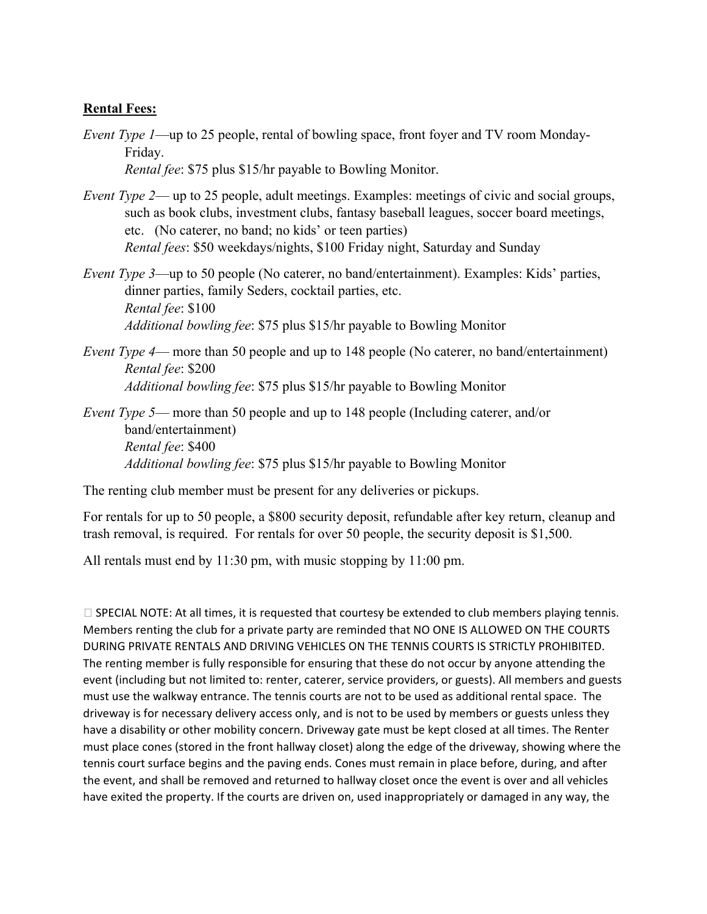**Rental Fees:**

*Event Type 1*—up to 25 people, rental of bowling space, front foyer and TV room Monday-Friday.
*Rental fee*: $75 plus $15/hr payable to Bowling Monitor.

*Event Type 2*— up to 25 people, adult meetings. Examples: meetings of civic and social groups, such as book clubs, investment clubs, fantasy baseball leagues, soccer board meetings, etc. (No caterer, no band; no kids' or teen parties)
*Rental fees*: $50 weekdays/nights, $100 Friday night, Saturday and Sunday

*Event Type 3*—up to 50 people (No caterer, no band/entertainment). Examples: Kids' parties, dinner parties, family Seders, cocktail parties, etc.
*Rental fee*: $100
*Additional bowling fee*: $75 plus $15/hr payable to Bowling Monitor

*Event Type 4*— more than 50 people and up to 148 people (No caterer, no band/entertainment)
*Rental fee*: $200
*Additional bowling fee*: $75 plus $15/hr payable to Bowling Monitor

*Event Type 5*— more than 50 people and up to 148 people (Including caterer, and/or band/entertainment)
*Rental fee*: $400
*Additional bowling fee*: $75 plus $15/hr payable to Bowling Monitor

The renting club member must be present for any deliveries or pickups.

For rentals for up to 50 people, a $800 security deposit, refundable after key return, cleanup and trash removal, is required. For rentals for over 50 people, the security deposit is $1,500.

All rentals must end by 11:30 pm, with music stopping by 11:00 pm.

 SPECIAL NOTE: At all times, it is requested that courtesy be extended to club members playing tennis. Members renting the club for a private party are reminded that NO ONE IS ALLOWED ON THE COURTS DURING PRIVATE RENTALS AND DRIVING VEHICLES ON THE TENNIS COURTS IS STRICTLY PROHIBITED. The renting member is fully responsible for ensuring that these do not occur by anyone attending the event (including but not limited to: renter, caterer, service providers, or guests). All members and guests must use the walkway entrance. The tennis courts are not to be used as additional rental space. The driveway is for necessary delivery access only, and is not to be used by members or guests unless they have a disability or other mobility concern. Driveway gate must be kept closed at all times. The Renter must place cones (stored in the front hallway closet) along the edge of the driveway, showing where the tennis court surface begins and the paving ends. Cones must remain in place before, during, and after the event, and shall be removed and returned to hallway closet once the event is over and all vehicles have exited the property. If the courts are driven on, used inappropriately or damaged in any way, the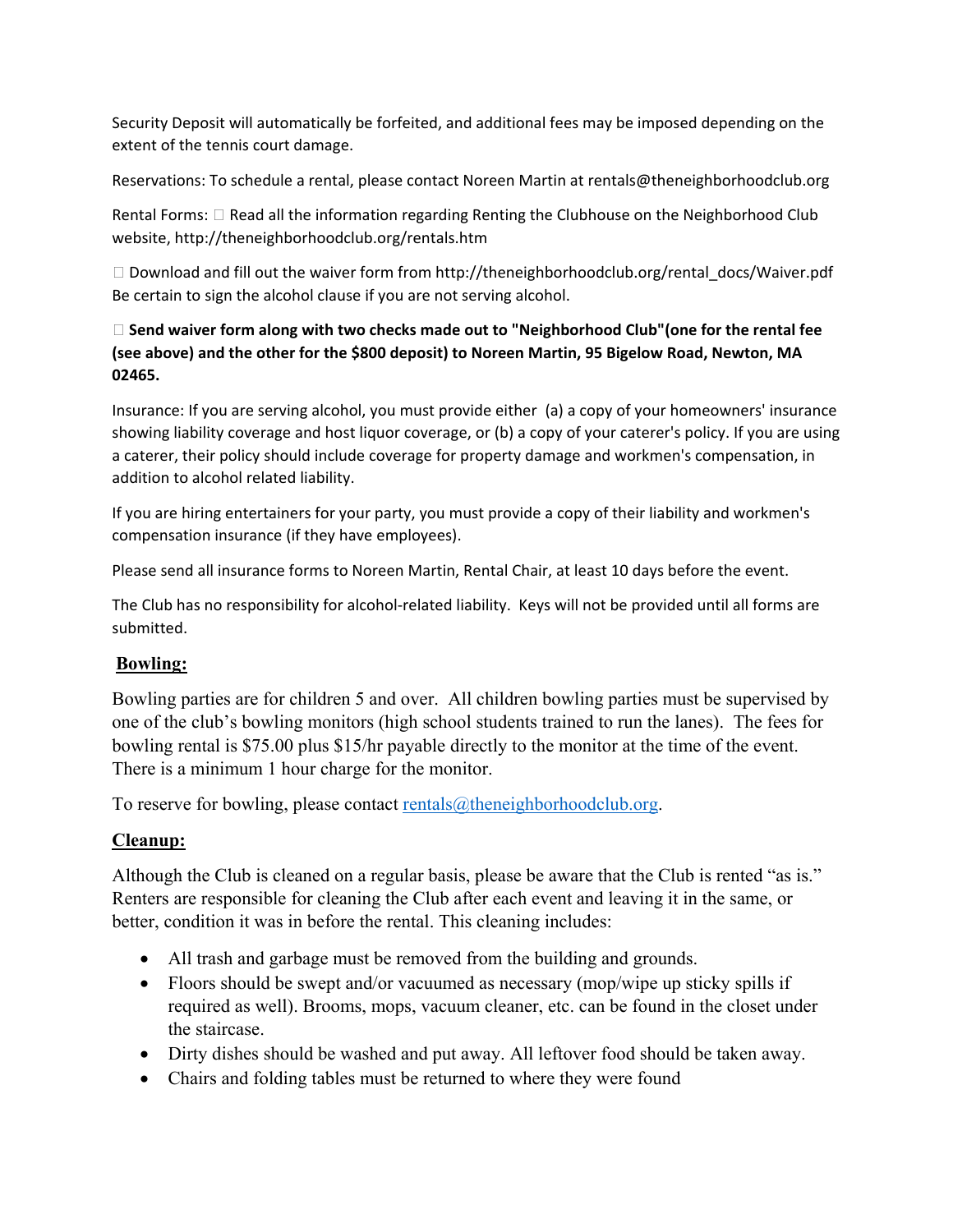Security Deposit will automatically be forfeited, and additional fees may be imposed depending on the extent of the tennis court damage.

Reservations: To schedule a rental, please contact Noreen Martin at rentals@theneighborhoodclub.org

Rental Forms:  Read all the information regarding Renting the Clubhouse on the Neighborhood Club website, http://theneighborhoodclub.org/rentals.htm

 Download and fill out the waiver form from http://theneighborhoodclub.org/rental_docs/Waiver.pdf Be certain to sign the alcohol clause if you are not serving alcohol.

 **Send waiver form along with two checks made out to "Neighborhood Club"(one for the rental fee (see above) and the other for the $800 deposit) to Noreen Martin, 95 Bigelow Road, Newton, MA 02465.**

Insurance: If you are serving alcohol, you must provide either (a) a copy of your homeowners' insurance showing liability coverage and host liquor coverage, or (b) a copy of your caterer's policy. If you are using a caterer, their policy should include coverage for property damage and workmen's compensation, in addition to alcohol related liability.

If you are hiring entertainers for your party, you must provide a copy of their liability and workmen's compensation insurance (if they have employees).

Please send all insurance forms to Noreen Martin, Rental Chair, at least 10 days before the event.

The Club has no responsibility for alcohol-related liability. Keys will not be provided until all forms are submitted.

## Bowling:

Bowling parties are for children 5 and over. All children bowling parties must be supervised by one of the club's bowling monitors (high school students trained to run the lanes). The fees for bowling rental is $75.00 plus $15/hr payable directly to the monitor at the time of the event. There is a minimum 1 hour charge for the monitor.

To reserve for bowling, please contact rentals@theneighborhoodclub.org.

## Cleanup:

Although the Club is cleaned on a regular basis, please be aware that the Club is rented "as is." Renters are responsible for cleaning the Club after each event and leaving it in the same, or better, condition it was in before the rental. This cleaning includes:

- All trash and garbage must be removed from the building and grounds.
- Floors should be swept and/or vacuumed as necessary (mop/wipe up sticky spills if required as well). Brooms, mops, vacuum cleaner, etc. can be found in the closet under the staircase.
- Dirty dishes should be washed and put away. All leftover food should be taken away.
- Chairs and folding tables must be returned to where they were found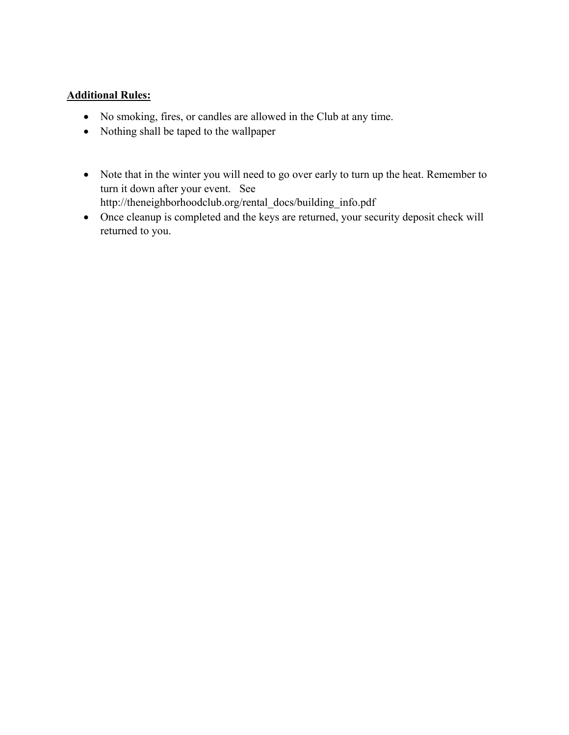**Additional Rules:**

- No smoking, fires, or candles are allowed in the Club at any time.
- Nothing shall be taped to the wallpaper

- Note that in the winter you will need to go over early to turn up the heat. Remember to turn it down after your event. See http://theneighborhoodclub.org/rental_docs/building_info.pdf
- Once cleanup is completed and the keys are returned, your security deposit check will returned to you.